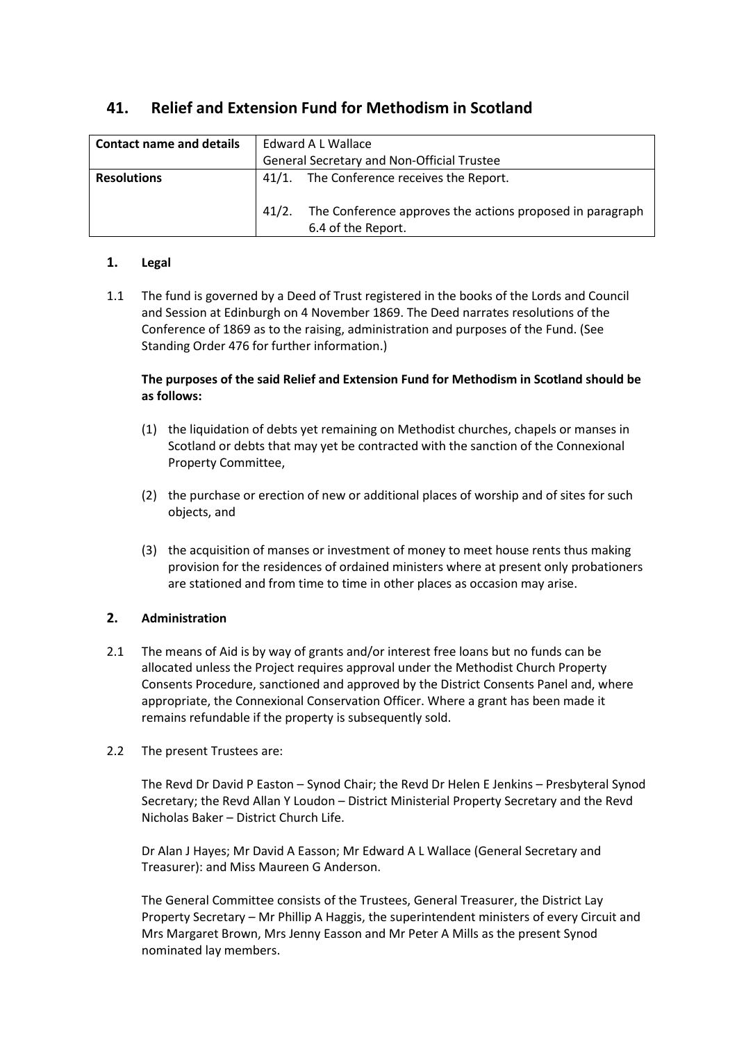# 41. Relief and Extension Fund for Methodism in Scotland

| Contact name and details | Edward A L Wallace<br>General Secretary and Non-Official Trustee |
|---|---|
| **Resolutions** | 41/1. The Conference receives the Report.<br><br>41/2. The Conference approves the actions proposed in paragraph 6.4 of the Report. |

## 1. Legal

1.1 The fund is governed by a Deed of Trust registered in the books of the Lords and Council and Session at Edinburgh on 4 November 1869. The Deed narrates resolutions of the Conference of 1869 as to the raising, administration and purposes of the Fund. (See Standing Order 476 for further information.)

**The purposes of the said Relief and Extension Fund for Methodism in Scotland should be as follows:**

(1) the liquidation of debts yet remaining on Methodist churches, chapels or manses in Scotland or debts that may yet be contracted with the sanction of the Connexional Property Committee,

(2) the purchase or erection of new or additional places of worship and of sites for such objects, and

(3) the acquisition of manses or investment of money to meet house rents thus making provision for the residences of ordained ministers where at present only probationers are stationed and from time to time in other places as occasion may arise.

## 2. Administration

2.1 The means of Aid is by way of grants and/or interest free loans but no funds can be allocated unless the Project requires approval under the Methodist Church Property Consents Procedure, sanctioned and approved by the District Consents Panel and, where appropriate, the Connexional Conservation Officer. Where a grant has been made it remains refundable if the property is subsequently sold.

2.2 The present Trustees are:

The Revd Dr David P Easton – Synod Chair; the Revd Dr Helen E Jenkins – Presbyteral Synod Secretary; the Revd Allan Y Loudon – District Ministerial Property Secretary and the Revd Nicholas Baker – District Church Life.

Dr Alan J Hayes; Mr David A Easson; Mr Edward A L Wallace (General Secretary and Treasurer): and Miss Maureen G Anderson.

The General Committee consists of the Trustees, General Treasurer, the District Lay Property Secretary – Mr Phillip A Haggis, the superintendent ministers of every Circuit and Mrs Margaret Brown, Mrs Jenny Easson and Mr Peter A Mills as the present Synod nominated lay members.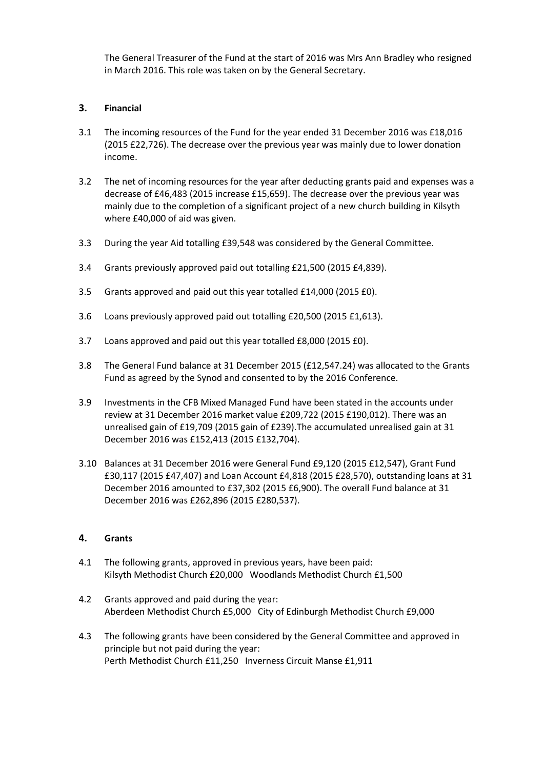The General Treasurer of the Fund at the start of 2016 was Mrs Ann Bradley who resigned in March 2016. This role was taken on by the General Secretary.

## 3. Financial

3.1 The incoming resources of the Fund for the year ended 31 December 2016 was £18,016 (2015 £22,726). The decrease over the previous year was mainly due to lower donation income.

3.2 The net of incoming resources for the year after deducting grants paid and expenses was a decrease of £46,483 (2015 increase £15,659). The decrease over the previous year was mainly due to the completion of a significant project of a new church building in Kilsyth where £40,000 of aid was given.

3.3 During the year Aid totalling £39,548 was considered by the General Committee.

3.4 Grants previously approved paid out totalling £21,500 (2015 £4,839).

3.5 Grants approved and paid out this year totalled £14,000 (2015 £0).

3.6 Loans previously approved paid out totalling £20,500 (2015 £1,613).

3.7 Loans approved and paid out this year totalled £8,000 (2015 £0).

3.8 The General Fund balance at 31 December 2015 (£12,547.24) was allocated to the Grants Fund as agreed by the Synod and consented to by the 2016 Conference.

3.9 Investments in the CFB Mixed Managed Fund have been stated in the accounts under review at 31 December 2016 market value £209,722 (2015 £190,012). There was an unrealised gain of £19,709 (2015 gain of £239).The accumulated unrealised gain at 31 December 2016 was £152,413 (2015 £132,704).

3.10 Balances at 31 December 2016 were General Fund £9,120 (2015 £12,547), Grant Fund £30,117 (2015 £47,407) and Loan Account £4,818 (2015 £28,570), outstanding loans at 31 December 2016 amounted to £37,302 (2015 £6,900). The overall Fund balance at 31 December 2016 was £262,896 (2015 £280,537).

## 4. Grants

4.1 The following grants, approved in previous years, have been paid:
Kilsyth Methodist Church £20,000 Woodlands Methodist Church £1,500

4.2 Grants approved and paid during the year:
Aberdeen Methodist Church £5,000 City of Edinburgh Methodist Church £9,000

4.3 The following grants have been considered by the General Committee and approved in principle but not paid during the year:
Perth Methodist Church £11,250 Inverness Circuit Manse £1,911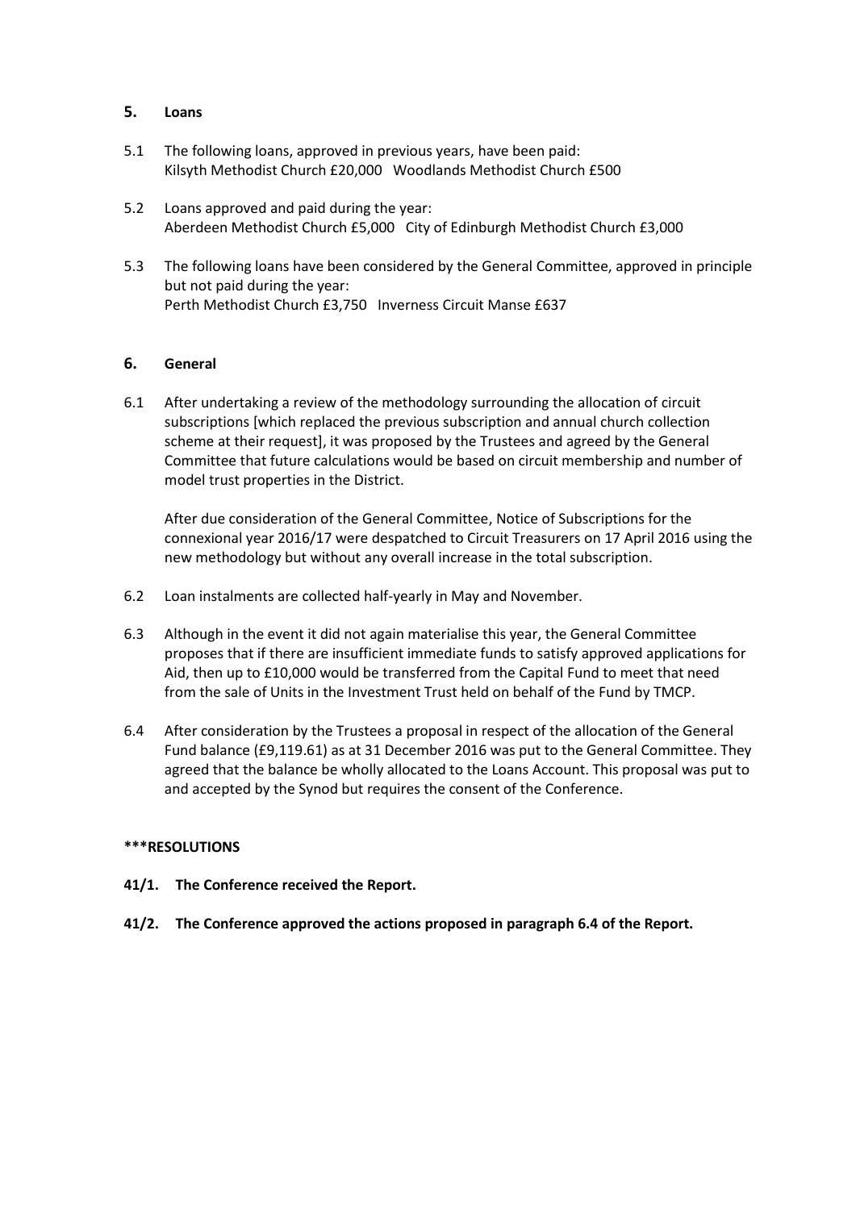## 5. Loans

5.1 The following loans, approved in previous years, have been paid:
Kilsyth Methodist Church £20,000 Woodlands Methodist Church £500

5.2 Loans approved and paid during the year:
Aberdeen Methodist Church £5,000 City of Edinburgh Methodist Church £3,000

5.3 The following loans have been considered by the General Committee, approved in principle but not paid during the year:
Perth Methodist Church £3,750 Inverness Circuit Manse £637

## 6. General

6.1 After undertaking a review of the methodology surrounding the allocation of circuit subscriptions [which replaced the previous subscription and annual church collection scheme at their request], it was proposed by the Trustees and agreed by the General Committee that future calculations would be based on circuit membership and number of model trust properties in the District.

After due consideration of the General Committee, Notice of Subscriptions for the connexional year 2016/17 were despatched to Circuit Treasurers on 17 April 2016 using the new methodology but without any overall increase in the total subscription.

6.2 Loan instalments are collected half-yearly in May and November.

6.3 Although in the event it did not again materialise this year, the General Committee proposes that if there are insufficient immediate funds to satisfy approved applications for Aid, then up to £10,000 would be transferred from the Capital Fund to meet that need from the sale of Units in the Investment Trust held on behalf of the Fund by TMCP.

6.4 After consideration by the Trustees a proposal in respect of the allocation of the General Fund balance (£9,119.61) as at 31 December 2016 was put to the General Committee. They agreed that the balance be wholly allocated to the Loans Account. This proposal was put to and accepted by the Synod but requires the consent of the Conference.

**\*\*\*RESOLUTIONS**

**41/1. The Conference received the Report.**

**41/2. The Conference approved the actions proposed in paragraph 6.4 of the Report.**